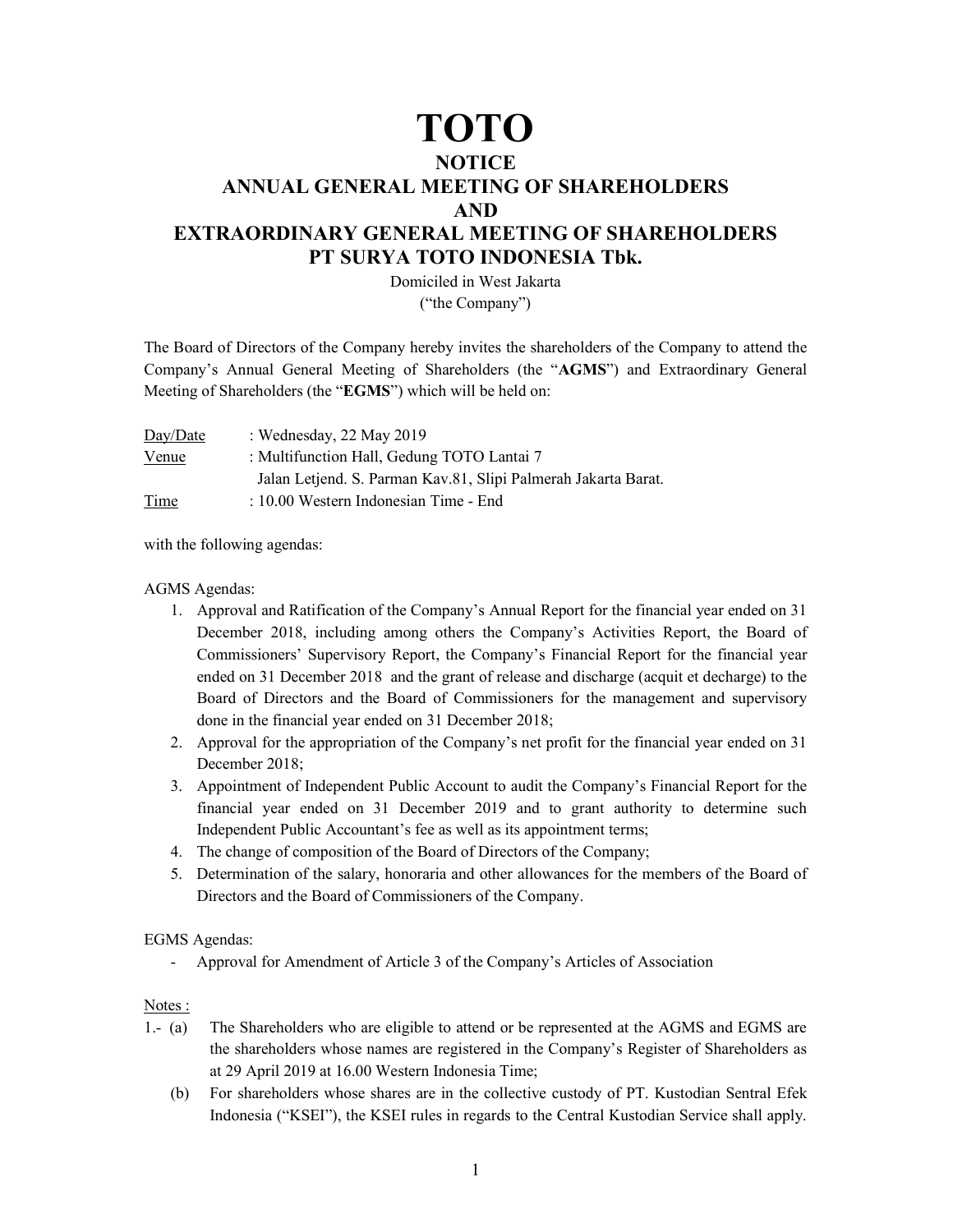# TOTO

## NOTICE
## ANNUAL GENERAL MEETING OF SHAREHOLDERS
## AND
## EXTRAORDINARY GENERAL MEETING OF SHAREHOLDERS
## PT SURYA TOTO INDONESIA Tbk.

Domiciled in West Jakarta
("the Company")

The Board of Directors of the Company hereby invites the shareholders of the Company to attend the Company's Annual General Meeting of Shareholders (the "**AGMS**") and Extraordinary General Meeting of Shareholders (the "**EGMS**") which will be held on:

Day/Date : Wednesday, 22 May 2019
Venue : Multifunction Hall, Gedung TOTO Lantai 7
Jalan Letjend. S. Parman Kav.81, Slipi Palmerah Jakarta Barat.
Time : 10.00 Western Indonesian Time - End

with the following agendas:

AGMS Agendas:

1. Approval and Ratification of the Company's Annual Report for the financial year ended on 31 December 2018, including among others the Company's Activities Report, the Board of Commissioners' Supervisory Report, the Company's Financial Report for the financial year ended on 31 December 2018 and the grant of release and discharge (acquit et decharge) to the Board of Directors and the Board of Commissioners for the management and supervisory done in the financial year ended on 31 December 2018;
2. Approval for the appropriation of the Company's net profit for the financial year ended on 31 December 2018;
3. Appointment of Independent Public Account to audit the Company's Financial Report for the financial year ended on 31 December 2019 and to grant authority to determine such Independent Public Accountant's fee as well as its appointment terms;
4. The change of composition of the Board of Directors of the Company;
5. Determination of the salary, honoraria and other allowances for the members of the Board of Directors and the Board of Commissioners of the Company.

EGMS Agendas:

- Approval for Amendment of Article 3 of the Company's Articles of Association

Notes :

1.- (a) The Shareholders who are eligible to attend or be represented at the AGMS and EGMS are the shareholders whose names are registered in the Company's Register of Shareholders as at 29 April 2019 at 16.00 Western Indonesia Time;

(b) For shareholders whose shares are in the collective custody of PT. Kustodian Sentral Efek Indonesia ("KSEI"), the KSEI rules in regards to the Central Kustodian Service shall apply.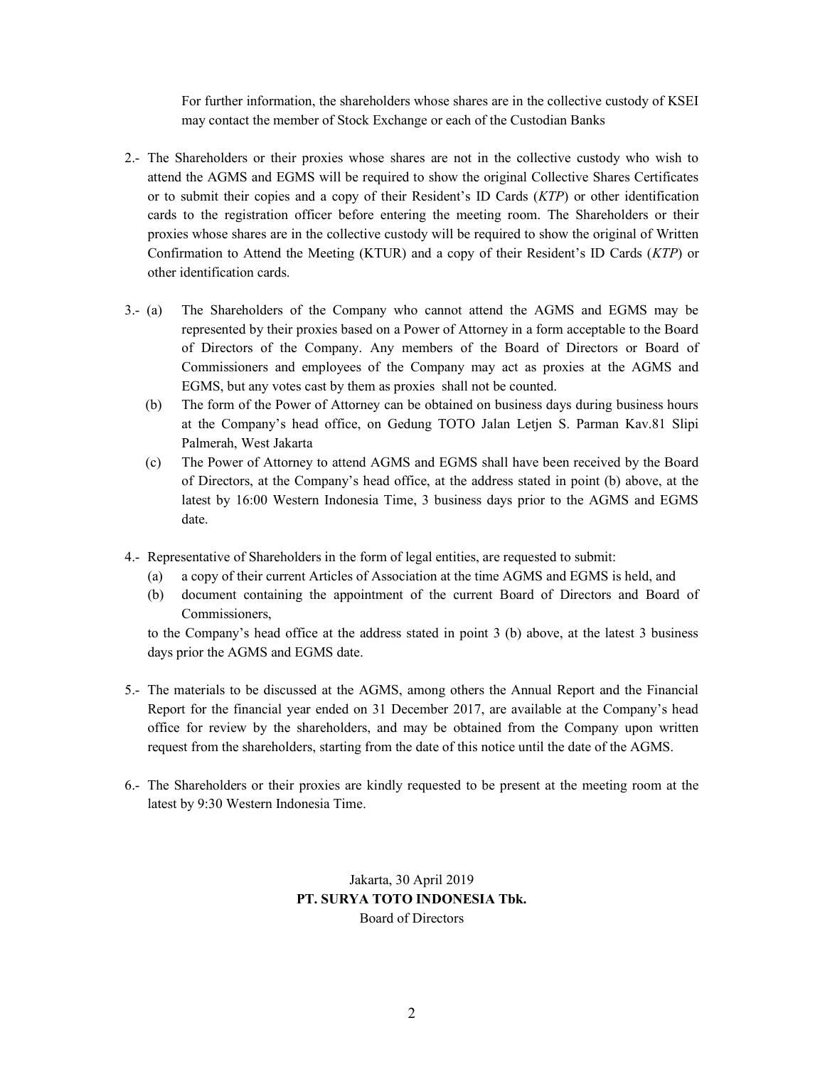For further information, the shareholders whose shares are in the collective custody of KSEI may contact the member of Stock Exchange or each of the Custodian Banks

2.- The Shareholders or their proxies whose shares are not in the collective custody who wish to attend the AGMS and EGMS will be required to show the original Collective Shares Certificates or to submit their copies and a copy of their Resident's ID Cards (*KTP*) or other identification cards to the registration officer before entering the meeting room. The Shareholders or their proxies whose shares are in the collective custody will be required to show the original of Written Confirmation to Attend the Meeting (KTUR) and a copy of their Resident's ID Cards (*KTP*) or other identification cards.

3.- (a) The Shareholders of the Company who cannot attend the AGMS and EGMS may be represented by their proxies based on a Power of Attorney in a form acceptable to the Board of Directors of the Company. Any members of the Board of Directors or Board of Commissioners and employees of the Company may act as proxies at the AGMS and EGMS, but any votes cast by them as proxies shall not be counted.

(b) The form of the Power of Attorney can be obtained on business days during business hours at the Company's head office, on Gedung TOTO Jalan Letjen S. Parman Kav.81 Slipi Palmerah, West Jakarta

(c) The Power of Attorney to attend AGMS and EGMS shall have been received by the Board of Directors, at the Company's head office, at the address stated in point (b) above, at the latest by 16:00 Western Indonesia Time, 3 business days prior to the AGMS and EGMS date.

4.- Representative of Shareholders in the form of legal entities, are requested to submit:

(a) a copy of their current Articles of Association at the time AGMS and EGMS is held, and

(b) document containing the appointment of the current Board of Directors and Board of Commissioners,

to the Company's head office at the address stated in point 3 (b) above, at the latest 3 business days prior the AGMS and EGMS date.

5.- The materials to be discussed at the AGMS, among others the Annual Report and the Financial Report for the financial year ended on 31 December 2017, are available at the Company's head office for review by the shareholders, and may be obtained from the Company upon written request from the shareholders, starting from the date of this notice until the date of the AGMS.

6.- The Shareholders or their proxies are kindly requested to be present at the meeting room at the latest by 9:30 Western Indonesia Time.

Jakarta, 30 April 2019

**PT. SURYA TOTO INDONESIA Tbk.**

Board of Directors